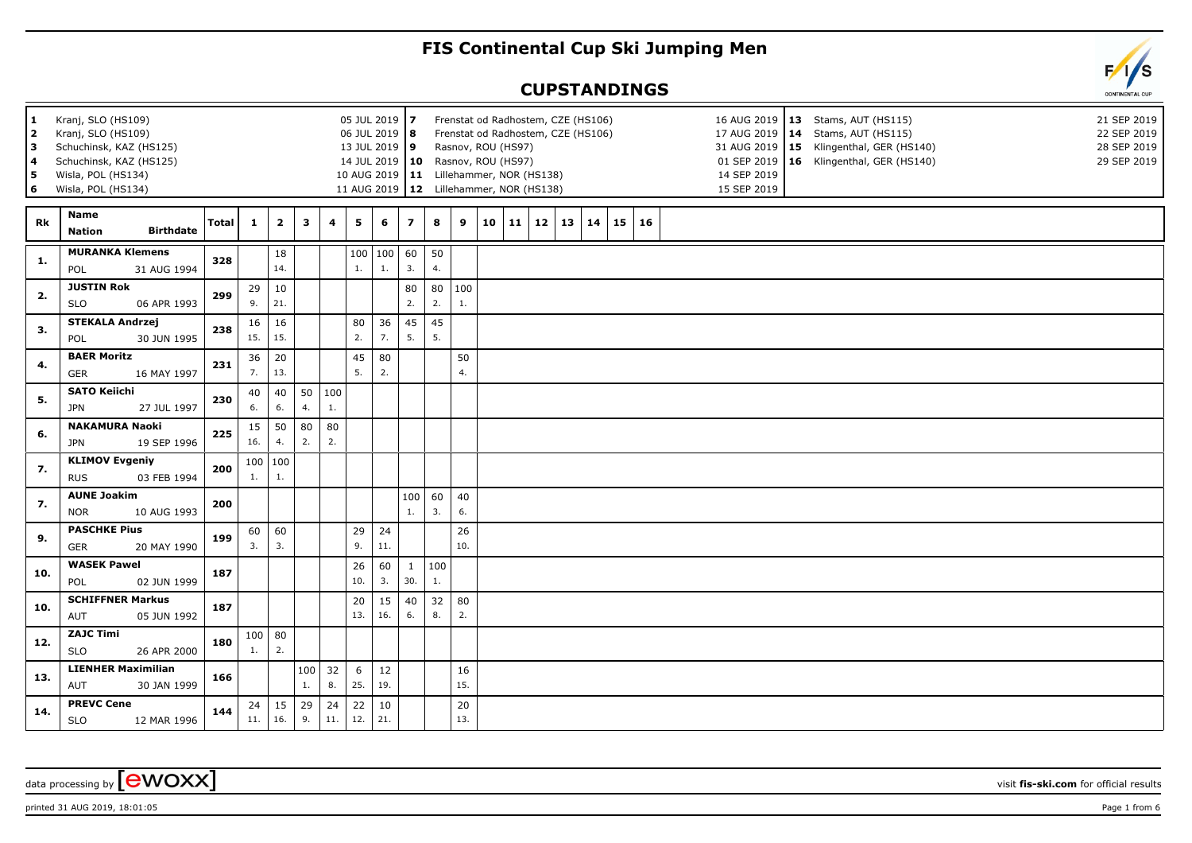# FIS Continental Cup Ski Jumping Men

## CUPSTANDINGS

| # | Venue | Date | # | Venue | Date | # | Venue | Date |
|---|---|---|---|---|---|---|---|---|
| 1 | Kranj, SLO (HS109) | 05 JUL 2019 | 7 | Frenstat od Radhostem, CZE (HS106) | 16 AUG 2019 | 13 | Stams, AUT (HS115) | 21 SEP 2019 |
| 2 | Kranj, SLO (HS109) | 06 JUL 2019 | 8 | Frenstat od Radhostem, CZE (HS106) | 17 AUG 2019 | 14 | Stams, AUT (HS115) | 22 SEP 2019 |
| 3 | Schuchinsk, KAZ (HS125) | 13 JUL 2019 | 9 | Rasnov, ROU (HS97) | 31 AUG 2019 | 15 | Klingenthal, GER (HS140) | 28 SEP 2019 |
| 4 | Schuchinsk, KAZ (HS125) | 14 JUL 2019 | 10 | Rasnov, ROU (HS97) | 01 SEP 2019 | 16 | Klingenthal, GER (HS140) | 29 SEP 2019 |
| 5 | Wisla, POL (HS134) | 10 AUG 2019 | 11 | Lillehammer, NOR (HS138) | 14 SEP 2019 | | | |
| 6 | Wisla, POL (HS134) | 11 AUG 2019 | 12 | Lillehammer, NOR (HS138) | 15 SEP 2019 | | | |

| Rk | Name / Nation | Birthdate | Total | 1 | 2 | 3 | 4 | 5 | 6 | 7 | 8 | 9 | 10 | 11 | 12 | 13 | 14 | 15 | 16 |
|---|---|---|---|---|---|---|---|---|---|---|---|---|---|---|---|---|---|---|---|
| 1. | MURANKA Klemens POL | 31 AUG 1994 | 328 | | 18 14. | | | 100 1. | 100 1. | 60 3. | 50 4. | | | | | | | | |
| 2. | JUSTIN Rok SLO | 06 APR 1993 | 299 | 29 9. | 10 21. | | | | | 80 2. | 80 2. | 100 1. | | | | | | | |
| 3. | STEKALA Andrzej POL | 30 JUN 1995 | 238 | 16 15. | 16 15. | | | 80 2. | 36 7. | 45 5. | 45 5. | | | | | | | | |
| 4. | BAER Moritz GER | 16 MAY 1997 | 231 | 36 7. | 20 13. | | | 45 5. | 80 2. | | | 50 4. | | | | | | | |
| 5. | SATO Keiichi JPN | 27 JUL 1997 | 230 | 40 6. | 40 6. | 50 4. | 100 1. | | | | | | | | | | | | |
| 6. | NAKAMURA Naoki JPN | 19 SEP 1996 | 225 | 15 16. | 50 4. | 80 2. | 80 2. | | | | | | | | | | | | |
| 7. | KLIMOV Evgeniy RUS | 03 FEB 1994 | 200 | 100 1. | 100 1. | | | | | | | | | | | | | | |
| 7. | AUNE Joakim NOR | 10 AUG 1993 | 200 | | | | | | | 100 1. | 60 3. | 40 6. | | | | | | | |
| 9. | PASCHKE Pius GER | 20 MAY 1990 | 199 | 60 3. | 60 3. | | | 29 9. | 24 11. | | | 26 10. | | | | | | | |
| 10. | WASEK Pawel POL | 02 JUN 1999 | 187 | | | | | 26 10. | 60 3. | 1 30. | 100 1. | | | | | | | | |
| 10. | SCHIFFNER Markus AUT | 05 JUN 1992 | 187 | | | | | 20 13. | 15 16. | 40 6. | 32 8. | 80 2. | | | | | | | |
| 12. | ZAJC Timi SLO | 26 APR 2000 | 180 | 100 1. | 80 2. | | | | | | | | | | | | | | |
| 13. | LIENHER Maximilian AUT | 30 JAN 1999 | 166 | | | 100 1. | 32 8. | 6 25. | 12 19. | | | 16 15. | | | | | | | |
| 14. | PREVC Cene SLO | 12 MAR 1996 | 144 | 24 11. | 15 16. | 29 9. | 24 11. | 22 12. | 10 21. | | | 20 13. | | | | | | | |

data processing by [ewoxx] visit fis-ski.com for official results

printed 31 AUG 2019, 18:01:05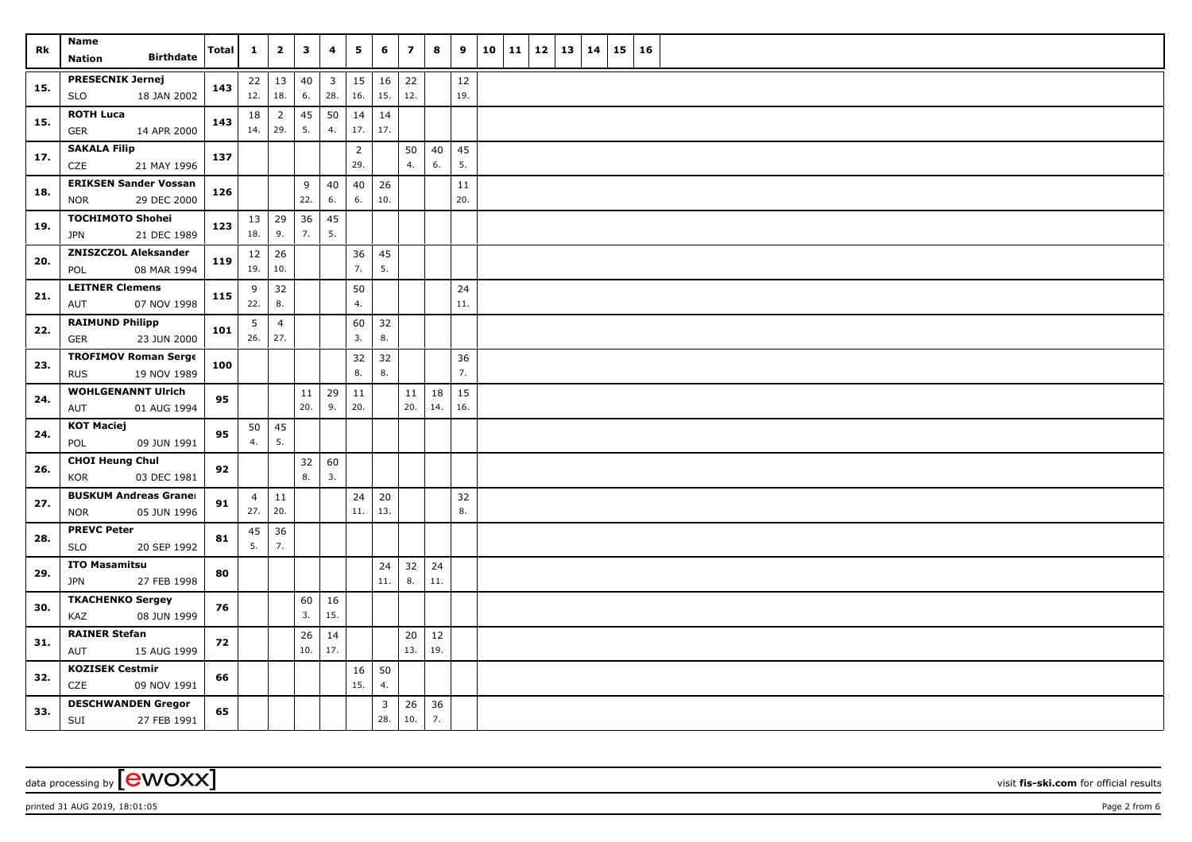| Rk | Name<br>Nation Birthdate | Total | 1 | 2 | 3 | 4 | 5 | 6 | 7 | 8 | 9 | 10 | 11 | 12 | 13 | 14 | 15 | 16 |
|---|---|---|---|---|---|---|---|---|---|---|---|---|---|---|---|---|---|---|
| 15. | PRESECNIK Jernej<br>SLO 18 JAN 2002 | 143 | 22<br>12. | 13<br>18. | 40<br>6. | 3<br>28. | 15<br>16. | 16<br>15. | 22<br>12. | | 12<br>19. | | | | | | | |
| 15. | ROTH Luca<br>GER 14 APR 2000 | 143 | 18<br>14. | 2<br>29. | 45<br>5. | 50<br>4. | 14<br>17. | 14<br>17. | | | | | | | | | | |
| 17. | SAKALA Filip<br>CZE 21 MAY 1996 | 137 | | | | | 2<br>29. | | 50<br>4. | 40<br>6. | 45<br>5. | | | | | | | |
| 18. | ERIKSEN Sander Vossan<br>NOR 29 DEC 2000 | 126 | | | 9<br>22. | 40<br>6. | 40<br>6. | 26<br>10. | | | 11<br>20. | | | | | | | |
| 19. | TOCHIMOTO Shohei<br>JPN 21 DEC 1989 | 123 | 13<br>18. | 29<br>9. | 36<br>7. | 45<br>5. | | | | | | | | | | | | |
| 20. | ZNISZCZOL Aleksander<br>POL 08 MAR 1994 | 119 | 12<br>19. | 26<br>10. | | | 36<br>7. | 45<br>5. | | | | | | | | | | |
| 21. | LEITNER Clemens<br>AUT 07 NOV 1998 | 115 | 9<br>22. | 32<br>8. | | | 50<br>4. | | | | 24<br>11. | | | | | | | |
| 22. | RAIMUND Philipp<br>GER 23 JUN 2000 | 101 | 5<br>26. | 4<br>27. | | | 60<br>3. | 32<br>8. | | | | | | | | | | |
| 23. | TROFIMOV Roman Serge<br>RUS 19 NOV 1989 | 100 | | | | | 32<br>8. | 32<br>8. | | | 36<br>7. | | | | | | | |
| 24. | WOHLGENANNT Ulrich<br>AUT 01 AUG 1994 | 95 | | | 11<br>20. | 29<br>9. | 11<br>20. | | 11<br>20. | 18<br>14. | 15<br>16. | | | | | | | |
| 24. | KOT Maciej<br>POL 09 JUN 1991 | 95 | 50<br>4. | 45<br>5. | | | | | | | | | | | | | | |
| 26. | CHOI Heung Chul<br>KOR 03 DEC 1981 | 92 | | | 32<br>8. | 60<br>3. | | | | | | | | | | | | |
| 27. | BUSKUM Andreas Granei<br>NOR 05 JUN 1996 | 91 | 4<br>27. | 11<br>20. | | | 24<br>11. | 20<br>13. | | | 32<br>8. | | | | | | | |
| 28. | PREVC Peter<br>SLO 20 SEP 1992 | 81 | 45<br>5. | 36<br>7. | | | | | | | | | | | | | | |
| 29. | ITO Masamitsu<br>JPN 27 FEB 1998 | 80 | | | | | | 24<br>11. | 32<br>8. | 24<br>11. | | | | | | | | |
| 30. | TKACHENKO Sergey<br>KAZ 08 JUN 1999 | 76 | | | 60<br>3. | 16<br>15. | | | | | | | | | | | | |
| 31. | RAINER Stefan<br>AUT 15 AUG 1999 | 72 | | | 26<br>10. | 14<br>17. | | | 20<br>13. | 12<br>19. | | | | | | | | |
| 32. | KOZISEK Cestmir<br>CZE 09 NOV 1991 | 66 | | | | | 16<br>15. | 50<br>4. | | | | | | | | | | |
| 33. | DESCHWANDEN Gregor<br>SUI 27 FEB 1991 | 65 | | | | | | 3<br>28. | 26<br>10. | 36<br>7. | | | | | | | | |

data processing by [ewoxx] visit fis-ski.com for official results

printed 31 AUG 2019, 18:01:05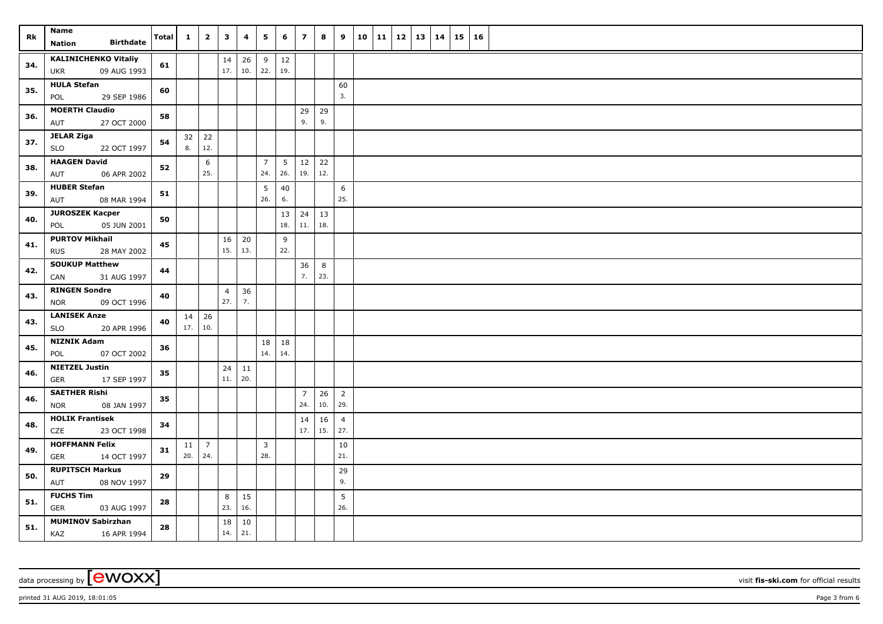| Rk | Name Nation Birthdate | Total | 1 | 2 | 3 | 4 | 5 | 6 | 7 | 8 | 9 | 10 | 11 | 12 | 13 | 14 | 15 | 16 |
|---|---|---|---|---|---|---|---|---|---|---|---|---|---|---|---|---|---|---|
| 34. | KALINICHENKO Vitaliy UKR 09 AUG 1993 | 61 | | | 14 17. | 26 10. | 9 22. | 12 19. | | | | | | | | | | |
| 35. | HULA Stefan POL 29 SEP 1986 | 60 | | | | | | | | | 60 3. | | | | | | | |
| 36. | MOERTH Claudio AUT 27 OCT 2000 | 58 | | | | | | | 29 9. | 29 9. | | | | | | | | |
| 37. | JELAR Ziga SLO 22 OCT 1997 | 54 | 32 8. | 22 12. | | | | | | | | | | | | | | |
| 38. | HAAGEN David AUT 06 APR 2002 | 52 | | 6 25. | | | 7 24. | 5 26. | 12 19. | 22 12. | | | | | | | | |
| 39. | HUBER Stefan AUT 08 MAR 1994 | 51 | | | | | 5 26. | 40 6. | | | 6 25. | | | | | | | |
| 40. | JUROSZEK Kacper POL 05 JUN 2001 | 50 | | | | | | 13 18. | 24 11. | 13 18. | | | | | | | | |
| 41. | PURTOV Mikhail RUS 28 MAY 2002 | 45 | | | 16 15. | 20 13. | | 9 22. | | | | | | | | | | |
| 42. | SOUKUP Matthew CAN 31 AUG 1997 | 44 | | | | | | | 36 7. | 8 23. | | | | | | | | |
| 43. | RINGEN Sondre NOR 09 OCT 1996 | 40 | | | 4 27. | 36 7. | | | | | | | | | | | | |
| 43. | LANISEK Anze SLO 20 APR 1996 | 40 | 14 17. | 26 10. | | | | | | | | | | | | | | |
| 45. | NIZNIK Adam POL 07 OCT 2002 | 36 | | | | | 18 14. | 18 14. | | | | | | | | | | |
| 46. | NIETZEL Justin GER 17 SEP 1997 | 35 | | | 24 11. | 11 20. | | | | | | | | | | | | |
| 46. | SAETHER Rishi NOR 08 JAN 1997 | 35 | | | | | | | 7 24. | 26 10. | 2 29. | | | | | | | |
| 48. | HOLIK Frantisek CZE 23 OCT 1998 | 34 | | | | | | | 14 17. | 16 15. | 4 27. | | | | | | | |
| 49. | HOFFMANN Felix GER 14 OCT 1997 | 31 | 11 20. | 7 24. | | | 3 28. | | | | 10 21. | | | | | | | |
| 50. | RUPITSCH Markus AUT 08 NOV 1997 | 29 | | | | | | | | | 29 9. | | | | | | | |
| 51. | FUCHS Tim GER 03 AUG 1997 | 28 | | | 8 23. | 15 16. | | | | | 5 26. | | | | | | | |
| 51. | MUMINOV Sabirzhan KAZ 16 APR 1994 | 28 | | | 18 14. | 10 21. | | | | | | | | | | | | |

data processing by [ewoxx] visit fis-ski.com for official results

printed 31 AUG 2019, 18:01:05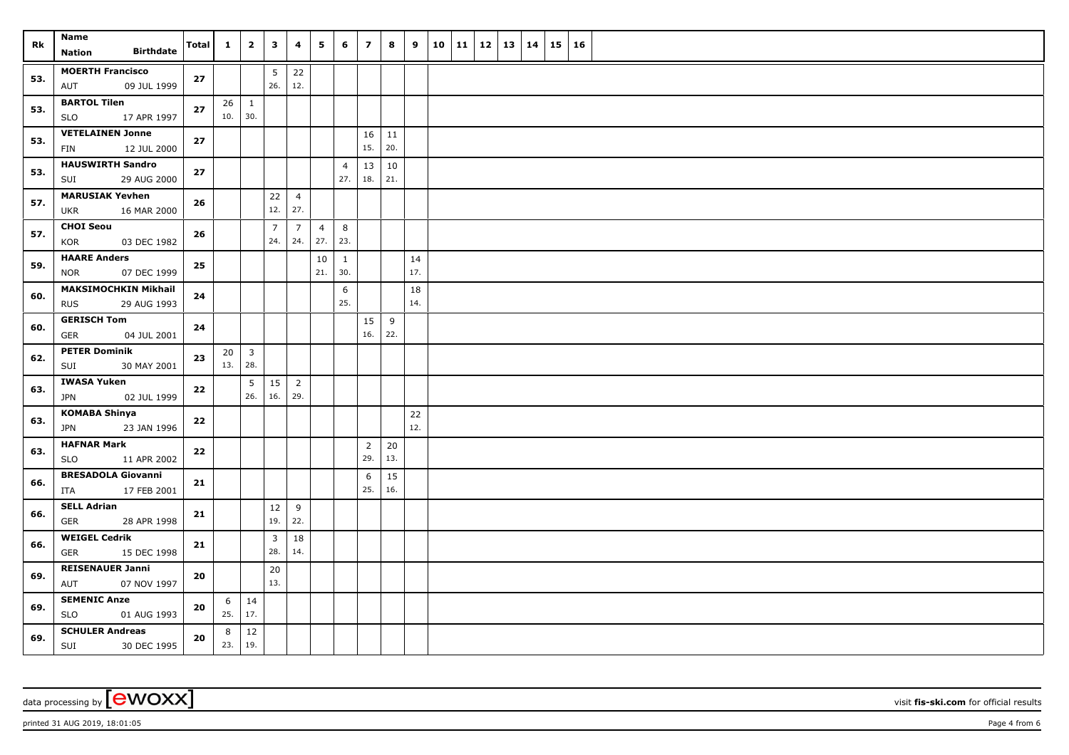| Rk | Name Nation Birthdate | Total | 1 | 2 | 3 | 4 | 5 | 6 | 7 | 8 | 9 | 10 | 11 | 12 | 13 | 14 | 15 | 16 |
|---|---|---|---|---|---|---|---|---|---|---|---|---|---|---|---|---|---|---|
| 53. | **MOERTH Francisco** AUT 09 JUL 1999 | 27 | | | 5 26. | 22 12. | | | | | | | | | | | | |
| 53. | **BARTOL Tilen** SLO 17 APR 1997 | 27 | 26 10. | 1 30. | | | | | | | | | | | | | | |
| 53. | **VETELAINEN Jonne** FIN 12 JUL 2000 | 27 | | | | | | | 16 15. | 11 20. | | | | | | | | |
| 53. | **HAUSWIRTH Sandro** SUI 29 AUG 2000 | 27 | | | | | | 4 27. | 13 18. | 10 21. | | | | | | | | |
| 57. | **MARUSIAK Yevhen** UKR 16 MAR 2000 | 26 | | | 22 12. | 4 27. | | | | | | | | | | | | |
| 57. | **CHOI Seou** KOR 03 DEC 1982 | 26 | | | 7 24. | 7 24. | 4 27. | 8 23. | | | | | | | | | | |
| 59. | **HAARE Anders** NOR 07 DEC 1999 | 25 | | | | | 10 21. | 1 30. | | | 14 17. | | | | | | | |
| 60. | **MAKSIMOCHKIN Mikhail** RUS 29 AUG 1993 | 24 | | | | | | 6 25. | | | 18 14. | | | | | | | |
| 60. | **GERISCH Tom** GER 04 JUL 2001 | 24 | | | | | | | 15 16. | 9 22. | | | | | | | | |
| 62. | **PETER Dominik** SUI 30 MAY 2001 | 23 | 20 13. | 3 28. | | | | | | | | | | | | | | |
| 63. | **IWASA Yuken** JPN 02 JUL 1999 | 22 | | 5 26. | 15 16. | 2 29. | | | | | | | | | | | | |
| 63. | **KOMABA Shinya** JPN 23 JAN 1996 | 22 | | | | | | | | | 22 12. | | | | | | | |
| 63. | **HAFNAR Mark** SLO 11 APR 2002 | 22 | | | | | | | 2 29. | 20 13. | | | | | | | | |
| 66. | **BRESADOLA Giovanni** ITA 17 FEB 2001 | 21 | | | | | | | 6 25. | 15 16. | | | | | | | | |
| 66. | **SELL Adrian** GER 28 APR 1998 | 21 | | | 12 19. | 9 22. | | | | | | | | | | | | |
| 66. | **WEIGEL Cedrik** GER 15 DEC 1998 | 21 | | | 3 28. | 18 14. | | | | | | | | | | | | |
| 69. | **REISENAUER Janni** AUT 07 NOV 1997 | 20 | | | 20 13. | | | | | | | | | | | | | |
| 69. | **SEMENIC Anze** SLO 01 AUG 1993 | 20 | 6 25. | 14 17. | | | | | | | | | | | | | | |
| 69. | **SCHULER Andreas** SUI 30 DEC 1995 | 20 | 8 23. | 12 19. | | | | | | | | | | | | | | |

data processing by [ewoxx] visit **fis-ski.com** for official results

printed 31 AUG 2019, 18:01:05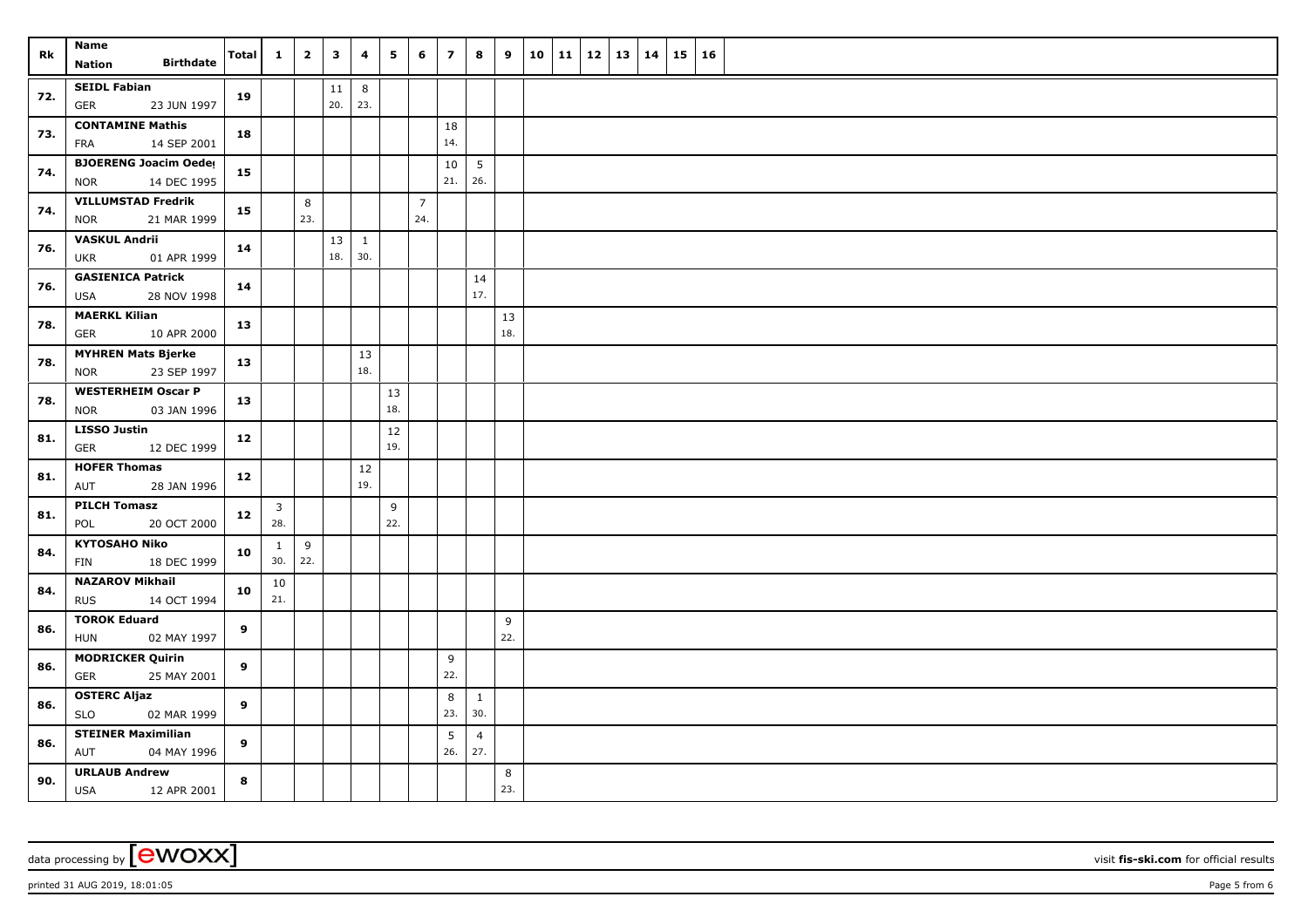| Rk | Name<br>Nation Birthdate | Total | 1 | 2 | 3 | 4 | 5 | 6 | 7 | 8 | 9 | 10 | 11 | 12 | 13 | 14 | 15 | 16 |
|---|---|---|---|---|---|---|---|---|---|---|---|---|---|---|---|---|---|---|
| 72. | **SEIDL Fabian**<br>GER 23 JUN 1997 | **19** | | | 11<br>20. | 8<br>23. | | | | | | | | | | | | |
| 73. | **CONTAMINE Mathis**<br>FRA 14 SEP 2001 | **18** | | | | | | | 18<br>14. | | | | | | | | | |
| 74. | **BJOERENG Joacim Oeder**<br>NOR 14 DEC 1995 | **15** | | | | | | | 10<br>21. | 5<br>26. | | | | | | | | |
| 74. | **VILLUMSTAD Fredrik**<br>NOR 21 MAR 1999 | **15** | | 8<br>23. | | | | 7<br>24. | | | | | | | | | | |
| 76. | **VASKUL Andrii**<br>UKR 01 APR 1999 | **14** | | | 13<br>18. | 1<br>30. | | | | | | | | | | | | |
| 76. | **GASIENICA Patrick**<br>USA 28 NOV 1998 | **14** | | | | | | | | 14<br>17. | | | | | | | | |
| 78. | **MAERKL Kilian**<br>GER 10 APR 2000 | **13** | | | | | | | | | 13<br>18. | | | | | | | |
| 78. | **MYHREN Mats Bjerke**<br>NOR 23 SEP 1997 | **13** | | | | 13<br>18. | | | | | | | | | | | | |
| 78. | **WESTERHEIM Oscar P**<br>NOR 03 JAN 1996 | **13** | | | | | 13<br>18. | | | | | | | | | | | |
| 81. | **LISSO Justin**<br>GER 12 DEC 1999 | **12** | | | | | 12<br>19. | | | | | | | | | | | |
| 81. | **HOFER Thomas**<br>AUT 28 JAN 1996 | **12** | | | | 12<br>19. | | | | | | | | | | | | |
| 81. | **PILCH Tomasz**<br>POL 20 OCT 2000 | **12** | 3<br>28. | | | | 9<br>22. | | | | | | | | | | | |
| 84. | **KYTOSAHO Niko**<br>FIN 18 DEC 1999 | **10** | 1<br>30. | 9<br>22. | | | | | | | | | | | | | | |
| 84. | **NAZAROV Mikhail**<br>RUS 14 OCT 1994 | **10** | 10<br>21. | | | | | | | | | | | | | | | |
| 86. | **TOROK Eduard**<br>HUN 02 MAY 1997 | **9** | | | | | | | | | 9<br>22. | | | | | | | |
| 86. | **MODRICKER Quirin**<br>GER 25 MAY 2001 | **9** | | | | | | | 9<br>22. | | | | | | | | | |
| 86. | **OSTERC Aljaz**<br>SLO 02 MAR 1999 | **9** | | | | | | | 8<br>23. | 1<br>30. | | | | | | | | |
| 86. | **STEINER Maximilian**<br>AUT 04 MAY 1996 | **9** | | | | | | | 5<br>26. | 4<br>27. | | | | | | | | |
| 90. | **URLAUB Andrew**<br>USA 12 APR 2001 | **8** | | | | | | | | | 8<br>23. | | | | | | | |

data processing by [ewoxx] visit **fis-ski.com** for official results

printed 31 AUG 2019, 18:01:05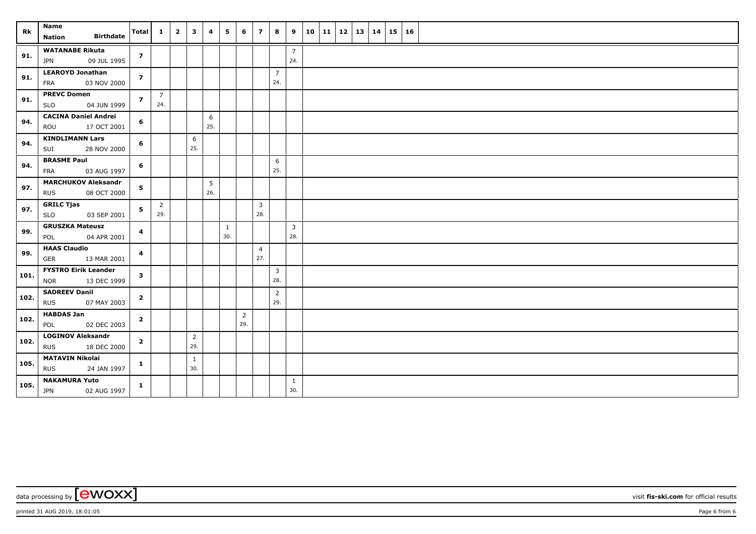| Rk | Name Nation Birthdate | Total | 1 | 2 | 3 | 4 | 5 | 6 | 7 | 8 | 9 | 10 | 11 | 12 | 13 | 14 | 15 | 16 |
|---|---|---|---|---|---|---|---|---|---|---|---|---|---|---|---|---|---|---|
| 91. | **WATANABE Rikuta** JPN 09 JUL 1995 | **7** | | | | | | | | | 7 24. | | | | | | | |
| 91. | **LEAROYD Jonathan** FRA 03 NOV 2000 | **7** | | | | | | | | 7 24. | | | | | | | | |
| 91. | **PREVC Domen** SLO 04 JUN 1999 | **7** | 7 24. | | | | | | | | | | | | | | | |
| 94. | **CACINA Daniel Andrei** ROU 17 OCT 2001 | **6** | | | | 6 25. | | | | | | | | | | | | |
| 94. | **KINDLIMANN Lars** SUI 28 NOV 2000 | **6** | | | 6 25. | | | | | | | | | | | | | |
| 94. | **BRASME Paul** FRA 03 AUG 1997 | **6** | | | | | | | | 6 25. | | | | | | | | |
| 97. | **MARCHUKOV Aleksandr** RUS 08 OCT 2000 | **5** | | | | 5 26. | | | | | | | | | | | | |
| 97. | **GRILC Tjas** SLO 03 SEP 2001 | **5** | 2 29. | | | | | | 3 28. | | | | | | | | | |
| 99. | **GRUSZKA Mateusz** POL 04 APR 2001 | **4** | | | | | 1 30. | | | | 3 28. | | | | | | | |
| 99. | **HAAS Claudio** GER 13 MAR 2001 | **4** | | | | | | | 4 27. | | | | | | | | | |
| 101. | **FYSTRO Eirik Leander** NOR 13 DEC 1999 | **3** | | | | | | | | 3 28. | | | | | | | | |
| 102. | **SADREEV Danil** RUS 07 MAY 2003 | **2** | | | | | | | | 2 29. | | | | | | | | |
| 102. | **HABDAS Jan** POL 02 DEC 2003 | **2** | | | | | | 2 29. | | | | | | | | | | |
| 102. | **LOGINOV Aleksandr** RUS 18 DEC 2000 | **2** | | | 2 29. | | | | | | | | | | | | | |
| 105. | **MATAVIN Nikolai** RUS 24 JAN 1997 | **1** | | | 1 30. | | | | | | | | | | | | | |
| 105. | **NAKAMURA Yuto** JPN 02 AUG 1997 | **1** | | | | | | | | | 1 30. | | | | | | | |

data processing by [ewoxx] visit **fis-ski.com** for official results

printed 31 AUG 2019, 18:01:05